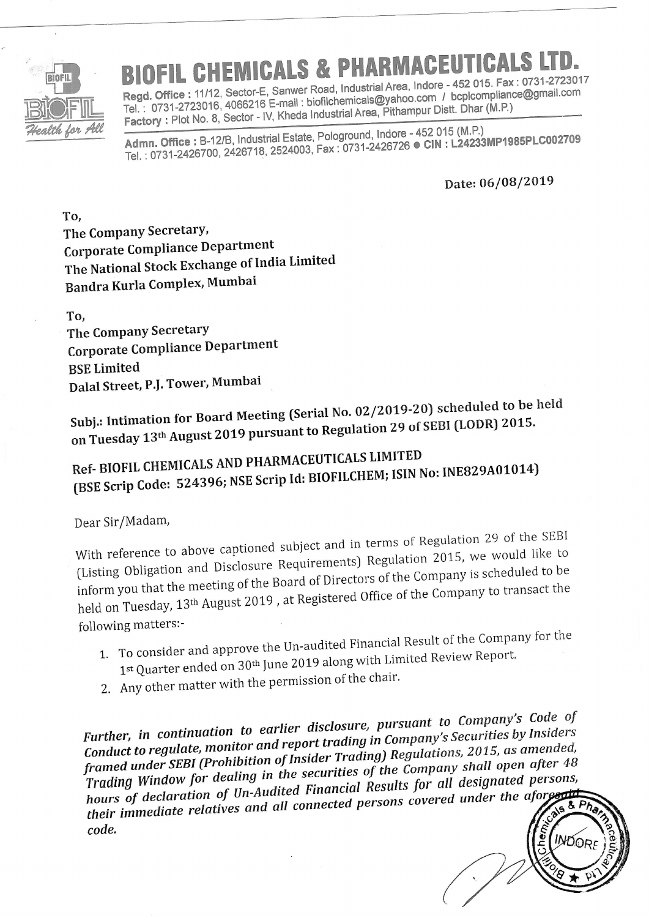# BIOFIL CHEMICALS & PHARMACEUTICALS LTD.

**Regd. Office :** 11/12, Sector-E, Sanwer Road, Industrial Area, Indore - 452 015. Fax : 0731-2723017
Tel. : 0731-2723016, 4066216 E-mail : biofilchemicals@yahoo.com / bcplcompliance@gmail.com
**Factory :** Plot No. 8, Sector - IV, Kheda Industrial Area, Pithampur Distt. Dhar (M.P.)

**Admn. Office :** B-12/B, Industrial Estate, Pologround, Indore - 452 015 (M.P.)
Tel. : 0731-2426700, 2426718, 2524003, Fax : 0731-2426726 ● **CIN : L24233MP1985PLC002709**

Date: 06/08/2019

**To,**
**The Company Secretary,**
**Corporate Compliance Department**
**The National Stock Exchange of India Limited**
**Bandra Kurla Complex, Mumbai**

**To,**
**The Company Secretary**
**Corporate Compliance Department**
**BSE Limited**
**Dalal Street, P.J. Tower, Mumbai**

**Subj.: Intimation for Board Meeting (Serial No. 02/2019-20) scheduled to be held on Tuesday 13th August 2019 pursuant to Regulation 29 of SEBI (LODR) 2015.**

**Ref- BIOFIL CHEMICALS AND PHARMACEUTICALS LIMITED (BSE Scrip Code: 524396; NSE Scrip Id: BIOFILCHEM; ISIN No: INE829A01014)**

Dear Sir/Madam,

With reference to above captioned subject and in terms of Regulation 29 of the SEBI (Listing Obligation and Disclosure Requirements) Regulation 2015, we would like to inform you that the meeting of the Board of Directors of the Company is scheduled to be held on Tuesday, 13th August 2019 , at Registered Office of the Company to transact the following matters:-

1. To consider and approve the Un-audited Financial Result of the Company for the 1st Quarter ended on 30th June 2019 along with Limited Review Report.
2. Any other matter with the permission of the chair.

***Further, in continuation to earlier disclosure, pursuant to Company's Code of Conduct to regulate, monitor and report trading in Company's Securities by Insiders framed under SEBI (Prohibition of Insider Trading) Regulations, 2015, as amended, Trading Window for dealing in the securities of the Company shall open after 48 hours of declaration of Un-Audited Financial Results for all designated persons, their immediate relatives and all connected persons covered under the aforesaid code.***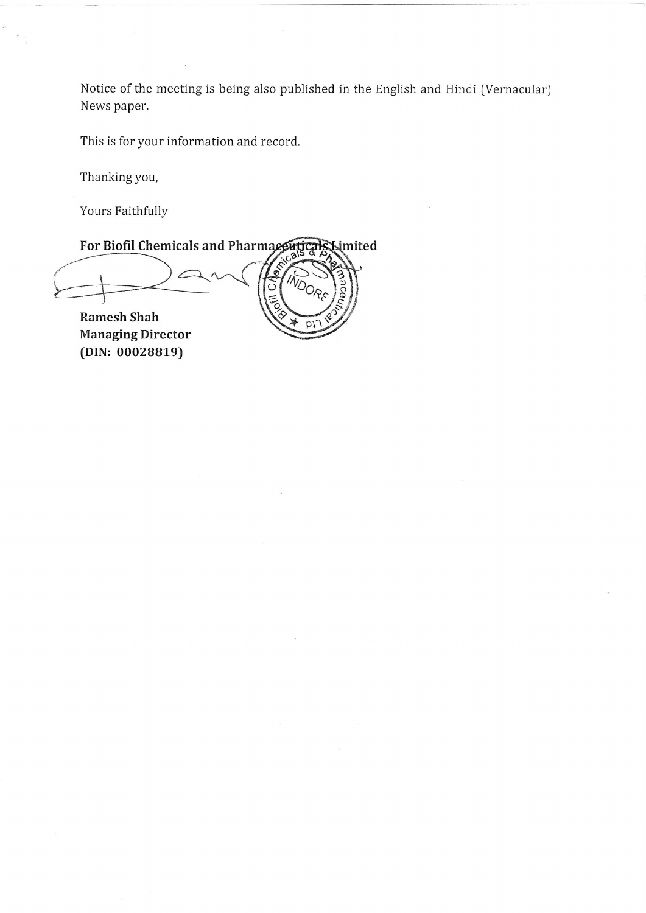Notice of the meeting is being also published in the English and Hindi (Vernacular) News paper.

This is for your information and record.

Thanking you,

Yours Faithfully

**For Biofil Chemicals and Pharmaceuticals Limited**

**Ramesh Shah**
**Managing Director**
**(DIN: 00028819)**